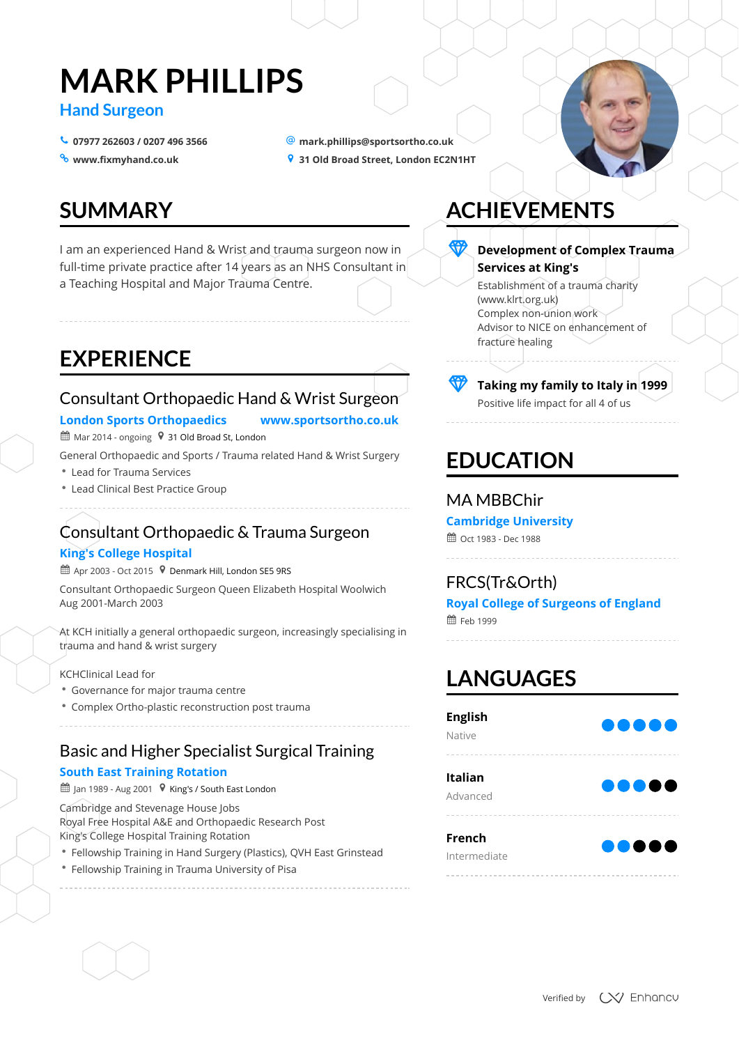# MARK PHILLIPS

**Hand Surgeon**

07977 262603 / 0207 496 3566

mark.phillips@sportsortho.co.uk

www.fixmyhand.co.uk

31 Old Broad Street, London EC2N1HT

## SUMMARY

I am an experienced Hand & Wrist and trauma surgeon now in full-time private practice after 14 years as an NHS Consultant in a Teaching Hospital and Major Trauma Centre.

## EXPERIENCE

### Consultant Orthopaedic Hand & Wrist Surgeon

**London Sports Orthopaedics** **www.sportsortho.co.uk**

Mar 2014 - ongoing 31 Old Broad St, London

General Orthopaedic and Sports / Trauma related Hand & Wrist Surgery

- Lead for Trauma Services
- Lead Clinical Best Practice Group

### Consultant Orthopaedic & Trauma Surgeon

**King's College Hospital**

Apr 2003 - Oct 2015 Denmark Hill, London SE5 9RS

Consultant Orthopaedic Surgeon Queen Elizabeth Hospital Woolwich Aug 2001-March 2003

At KCH initially a general orthopaedic surgeon, increasingly specialising in trauma and hand & wrist surgery

KCHClinical Lead for

- Governance for major trauma centre
- Complex Ortho-plastic reconstruction post trauma

### Basic and Higher Specialist Surgical Training

**South East Training Rotation**

Jan 1989 - Aug 2001 King's / South East London

Cambridge and Stevenage House Jobs
Royal Free Hospital A&E and Orthopaedic Research Post
King's College Hospital Training Rotation

- Fellowship Training in Hand Surgery (Plastics), QVH East Grinstead
- Fellowship Training in Trauma University of Pisa

## ACHIEVEMENTS

**Development of Complex Trauma Services at King's**

Establishment of a trauma charity (www.klrt.org.uk)
Complex non-union work
Advisor to NICE on enhancement of fracture healing

**Taking my family to Italy in 1999**

Positive life impact for all 4 of us

## EDUCATION

### MA MBBChir

**Cambridge University**

Oct 1983 - Dec 1988

### FRCS(Tr&Orth)

**Royal College of Surgeons of England**

Feb 1999

## LANGUAGES

**English**
Native

**Italian**
Advanced

**French**
Intermediate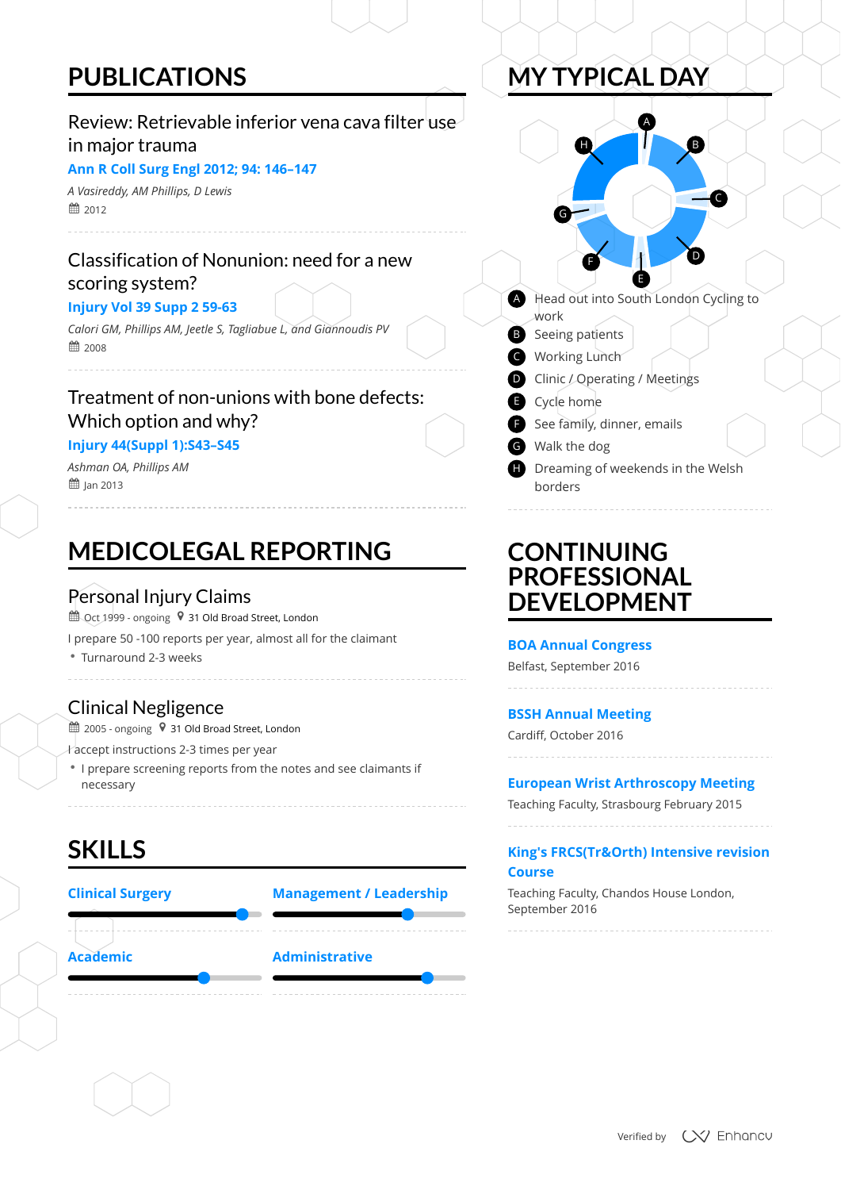## PUBLICATIONS

### Review: Retrievable inferior vena cava filter use in major trauma

**Ann R Coll Surg Engl 2012; 94: 146–147**

*A Vasireddy, AM Phillips, D Lewis*

2012

### Classification of Nonunion: need for a new scoring system?

**Injury Vol 39 Supp 2 59-63**

*Calori GM, Phillips AM, Jeetle S, Tagliabue L, and Giannoudis PV*

2008

### Treatment of non-unions with bone defects: Which option and why?

**Injury 44(Suppl 1):S43–S45**

*Ashman OA, Phillips AM*

Jan 2013

## MEDICOLEGAL REPORTING

### Personal Injury Claims

Oct 1999 - ongoing · 31 Old Broad Street, London

I prepare 50 -100 reports per year, almost all for the claimant

- Turnaround 2-3 weeks

### Clinical Negligence

2005 - ongoing · 31 Old Broad Street, London

I accept instructions 2-3 times per year

- I prepare screening reports from the notes and see claimants if necessary

## SKILLS

**Clinical Surgery**

**Management / Leadership**

**Academic**

**Administrative**

## MY TYPICAL DAY

- A: Head out into South London Cycling to work
- B: Seeing patients
- C: Working Lunch
- D: Clinic / Operating / Meetings
- E: Cycle home
- F: See family, dinner, emails
- G: Walk the dog
- H: Dreaming of weekends in the Welsh borders

## CONTINUING PROFESSIONAL DEVELOPMENT

**BOA Annual Congress**

Belfast, September 2016

**BSSH Annual Meeting**

Cardiff, October 2016

**European Wrist Arthroscopy Meeting**

Teaching Faculty, Strasbourg February 2015

**King's FRCS(Tr&Orth) Intensive revision Course**

Teaching Faculty, Chandos House London, September 2016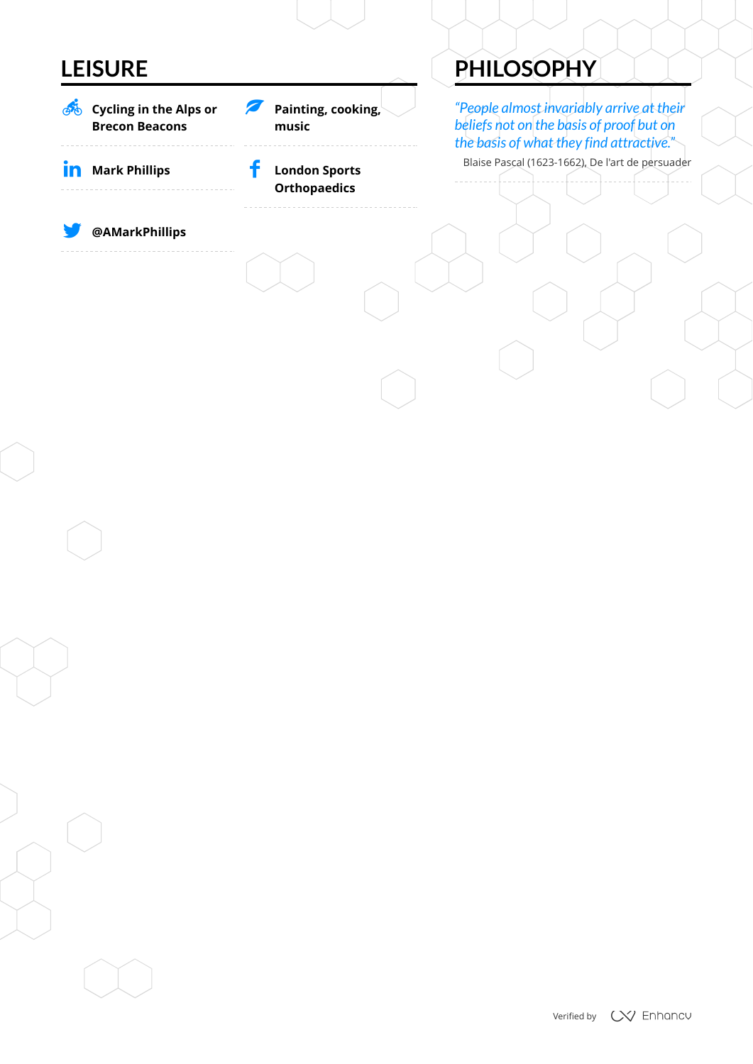## LEISURE

- **Cycling in the Alps or Brecon Beacons**
- **Painting, cooking, music**
- **Mark Phillips**
- **London Sports Orthopaedics**
- **@AMarkPhillips**

## PHILOSOPHY

*"People almost invariably arrive at their beliefs not on the basis of proof but on the basis of what they find attractive."*

Blaise Pascal (1623-1662), De l'art de persuader

Verified by Enhancv